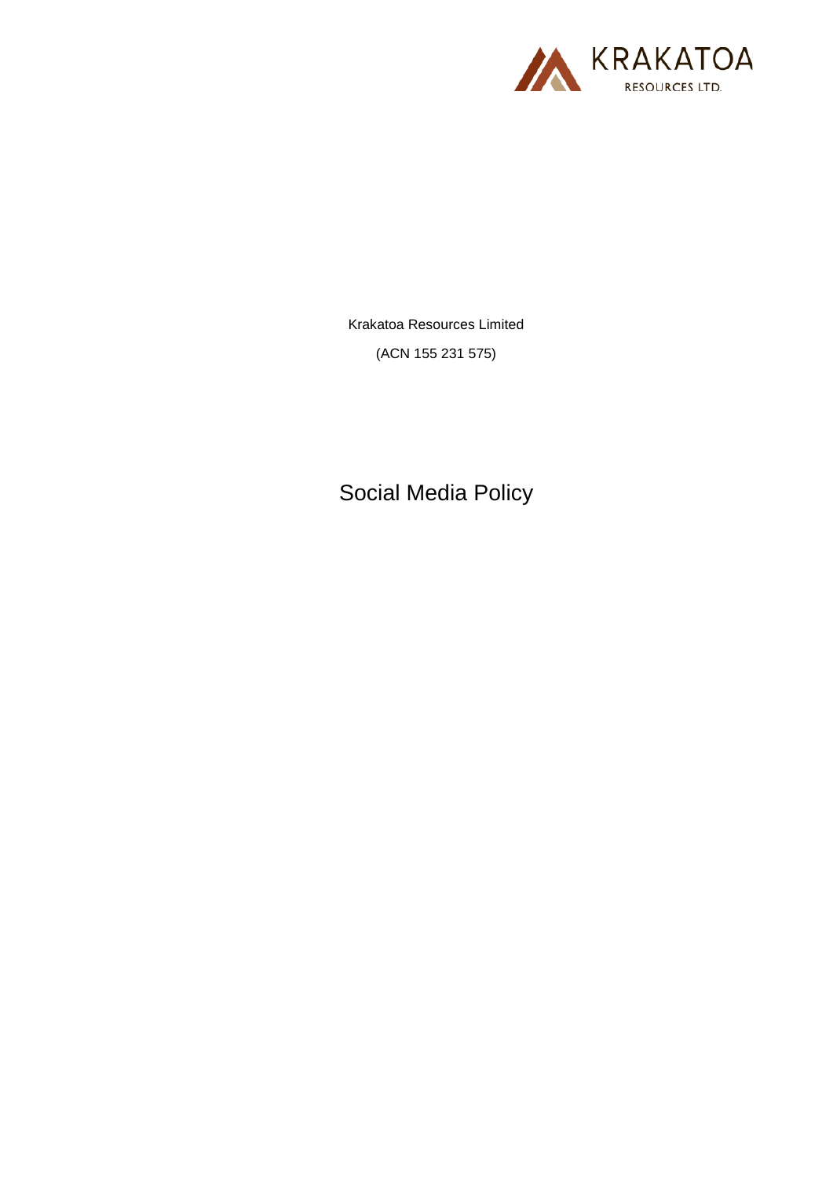Krakatoa Resources Limited

(ACN 155 231 575)

# Social Media Policy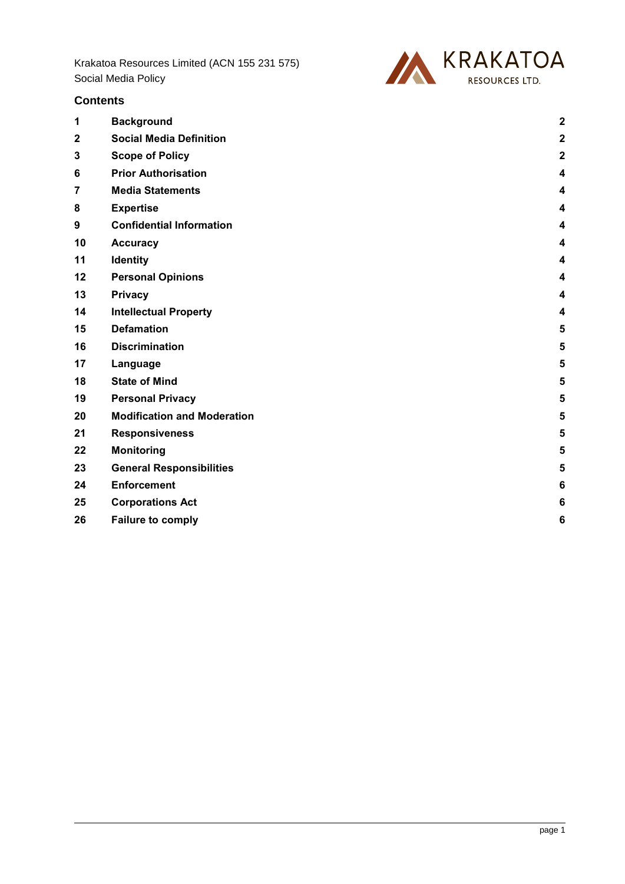Krakatoa Resources Limited (ACN 155 231 575)
Social Media Policy

## Contents

| | | |
|---|---|---|
| **1** | **Background** | **2** |
| **2** | **Social Media Definition** | **2** |
| **3** | **Scope of Policy** | **2** |
| **6** | **Prior Authorisation** | **4** |
| **7** | **Media Statements** | **4** |
| **8** | **Expertise** | **4** |
| **9** | **Confidential Information** | **4** |
| **10** | **Accuracy** | **4** |
| **11** | **Identity** | **4** |
| **12** | **Personal Opinions** | **4** |
| **13** | **Privacy** | **4** |
| **14** | **Intellectual Property** | **4** |
| **15** | **Defamation** | **5** |
| **16** | **Discrimination** | **5** |
| **17** | **Language** | **5** |
| **18** | **State of Mind** | **5** |
| **19** | **Personal Privacy** | **5** |
| **20** | **Modification and Moderation** | **5** |
| **21** | **Responsiveness** | **5** |
| **22** | **Monitoring** | **5** |
| **23** | **General Responsibilities** | **5** |
| **24** | **Enforcement** | **6** |
| **25** | **Corporations Act** | **6** |
| **26** | **Failure to comply** | **6** |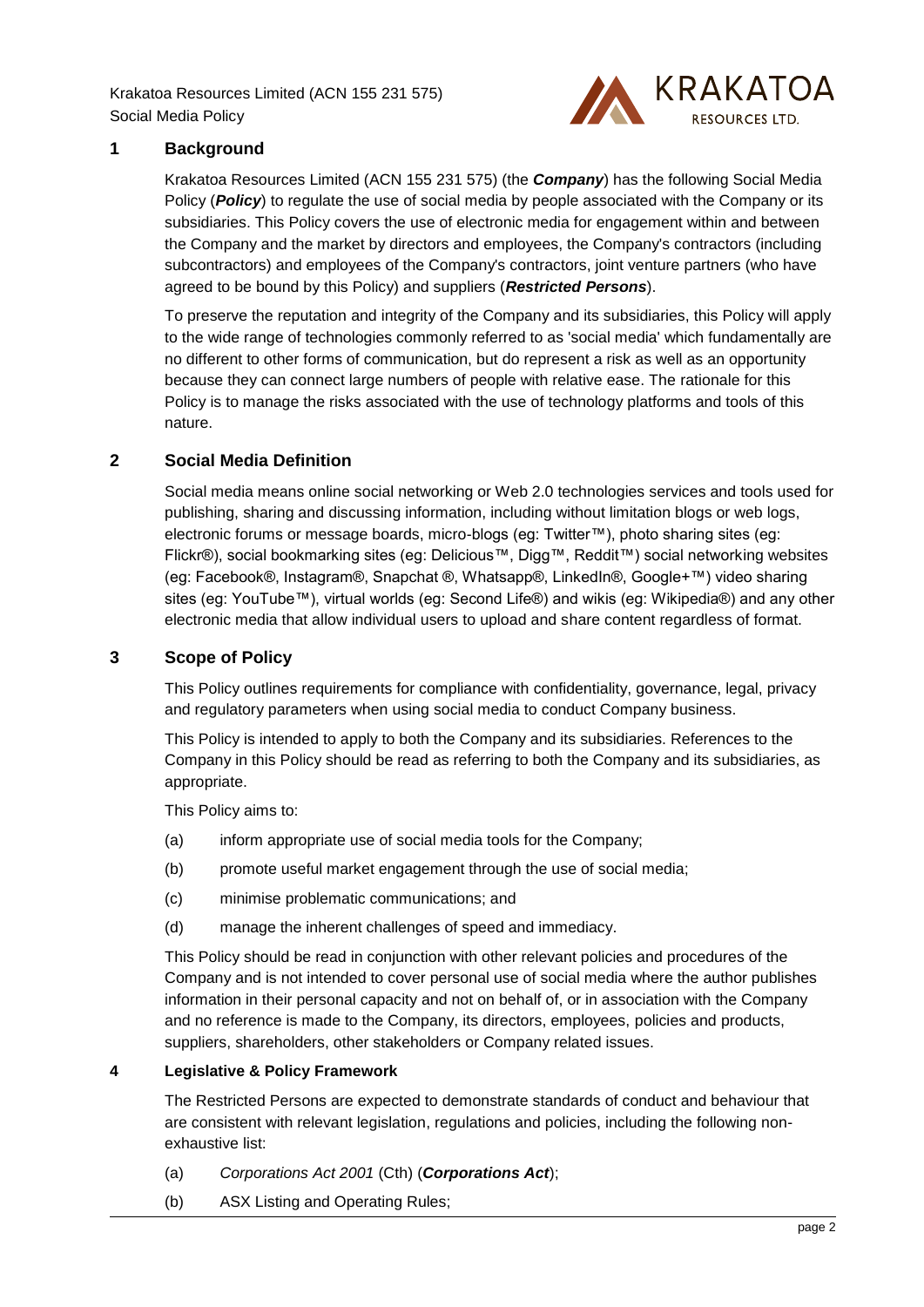## 1 Background

Krakatoa Resources Limited (ACN 155 231 575) (the ***Company***) has the following Social Media Policy (***Policy***) to regulate the use of social media by people associated with the Company or its subsidiaries. This Policy covers the use of electronic media for engagement within and between the Company and the market by directors and employees, the Company's contractors (including subcontractors) and employees of the Company's contractors, joint venture partners (who have agreed to be bound by this Policy) and suppliers (***Restricted Persons***).

To preserve the reputation and integrity of the Company and its subsidiaries, this Policy will apply to the wide range of technologies commonly referred to as 'social media' which fundamentally are no different to other forms of communication, but do represent a risk as well as an opportunity because they can connect large numbers of people with relative ease. The rationale for this Policy is to manage the risks associated with the use of technology platforms and tools of this nature.

## 2 Social Media Definition

Social media means online social networking or Web 2.0 technologies services and tools used for publishing, sharing and discussing information, including without limitation blogs or web logs, electronic forums or message boards, micro-blogs (eg: Twitter™), photo sharing sites (eg: Flickr®), social bookmarking sites (eg: Delicious™, Digg™, Reddit™) social networking websites (eg: Facebook®, Instagram®, Snapchat ®, Whatsapp®, LinkedIn®, Google+™) video sharing sites (eg: YouTube™), virtual worlds (eg: Second Life®) and wikis (eg: Wikipedia®) and any other electronic media that allow individual users to upload and share content regardless of format.

## 3 Scope of Policy

This Policy outlines requirements for compliance with confidentiality, governance, legal, privacy and regulatory parameters when using social media to conduct Company business.

This Policy is intended to apply to both the Company and its subsidiaries. References to the Company in this Policy should be read as referring to both the Company and its subsidiaries, as appropriate.

This Policy aims to:

(a) inform appropriate use of social media tools for the Company;

(b) promote useful market engagement through the use of social media;

(c) minimise problematic communications; and

(d) manage the inherent challenges of speed and immediacy.

This Policy should be read in conjunction with other relevant policies and procedures of the Company and is not intended to cover personal use of social media where the author publishes information in their personal capacity and not on behalf of, or in association with the Company and no reference is made to the Company, its directors, employees, policies and products, suppliers, shareholders, other stakeholders or Company related issues.

## 4 Legislative & Policy Framework

The Restricted Persons are expected to demonstrate standards of conduct and behaviour that are consistent with relevant legislation, regulations and policies, including the following non-exhaustive list:

(a) *Corporations Act 2001* (Cth) (***Corporations Act***);

(b) ASX Listing and Operating Rules;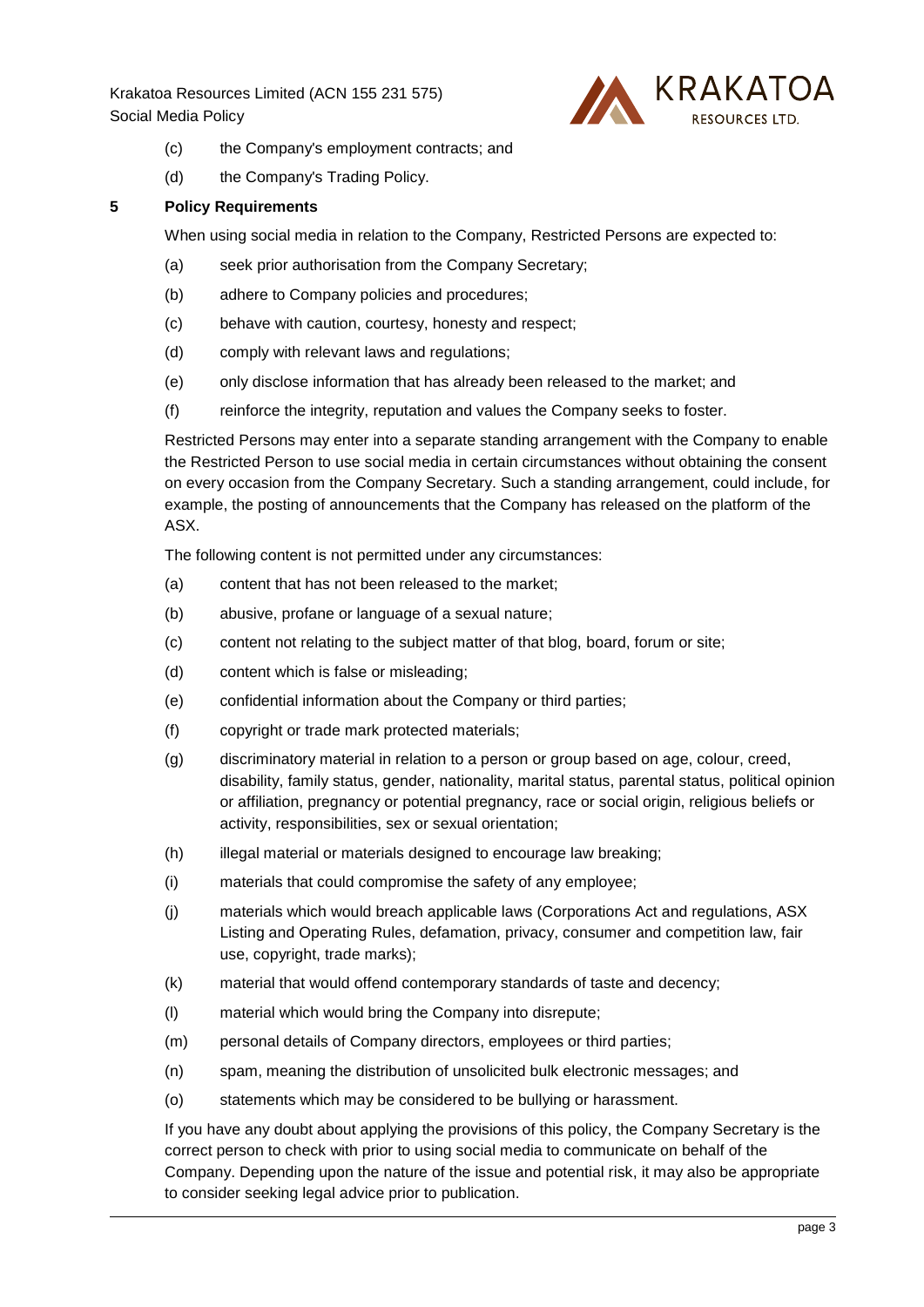(c) the Company's employment contracts; and

(d) the Company's Trading Policy.

## 5 Policy Requirements

When using social media in relation to the Company, Restricted Persons are expected to:

(a) seek prior authorisation from the Company Secretary;

(b) adhere to Company policies and procedures;

(c) behave with caution, courtesy, honesty and respect;

(d) comply with relevant laws and regulations;

(e) only disclose information that has already been released to the market; and

(f) reinforce the integrity, reputation and values the Company seeks to foster.

Restricted Persons may enter into a separate standing arrangement with the Company to enable the Restricted Person to use social media in certain circumstances without obtaining the consent on every occasion from the Company Secretary. Such a standing arrangement, could include, for example, the posting of announcements that the Company has released on the platform of the ASX.

The following content is not permitted under any circumstances:

(a) content that has not been released to the market;

(b) abusive, profane or language of a sexual nature;

(c) content not relating to the subject matter of that blog, board, forum or site;

(d) content which is false or misleading;

(e) confidential information about the Company or third parties;

(f) copyright or trade mark protected materials;

(g) discriminatory material in relation to a person or group based on age, colour, creed, disability, family status, gender, nationality, marital status, parental status, political opinion or affiliation, pregnancy or potential pregnancy, race or social origin, religious beliefs or activity, responsibilities, sex or sexual orientation;

(h) illegal material or materials designed to encourage law breaking;

(i) materials that could compromise the safety of any employee;

(j) materials which would breach applicable laws (Corporations Act and regulations, ASX Listing and Operating Rules, defamation, privacy, consumer and competition law, fair use, copyright, trade marks);

(k) material that would offend contemporary standards of taste and decency;

(l) material which would bring the Company into disrepute;

(m) personal details of Company directors, employees or third parties;

(n) spam, meaning the distribution of unsolicited bulk electronic messages; and

(o) statements which may be considered to be bullying or harassment.

If you have any doubt about applying the provisions of this policy, the Company Secretary is the correct person to check with prior to using social media to communicate on behalf of the Company. Depending upon the nature of the issue and potential risk, it may also be appropriate to consider seeking legal advice prior to publication.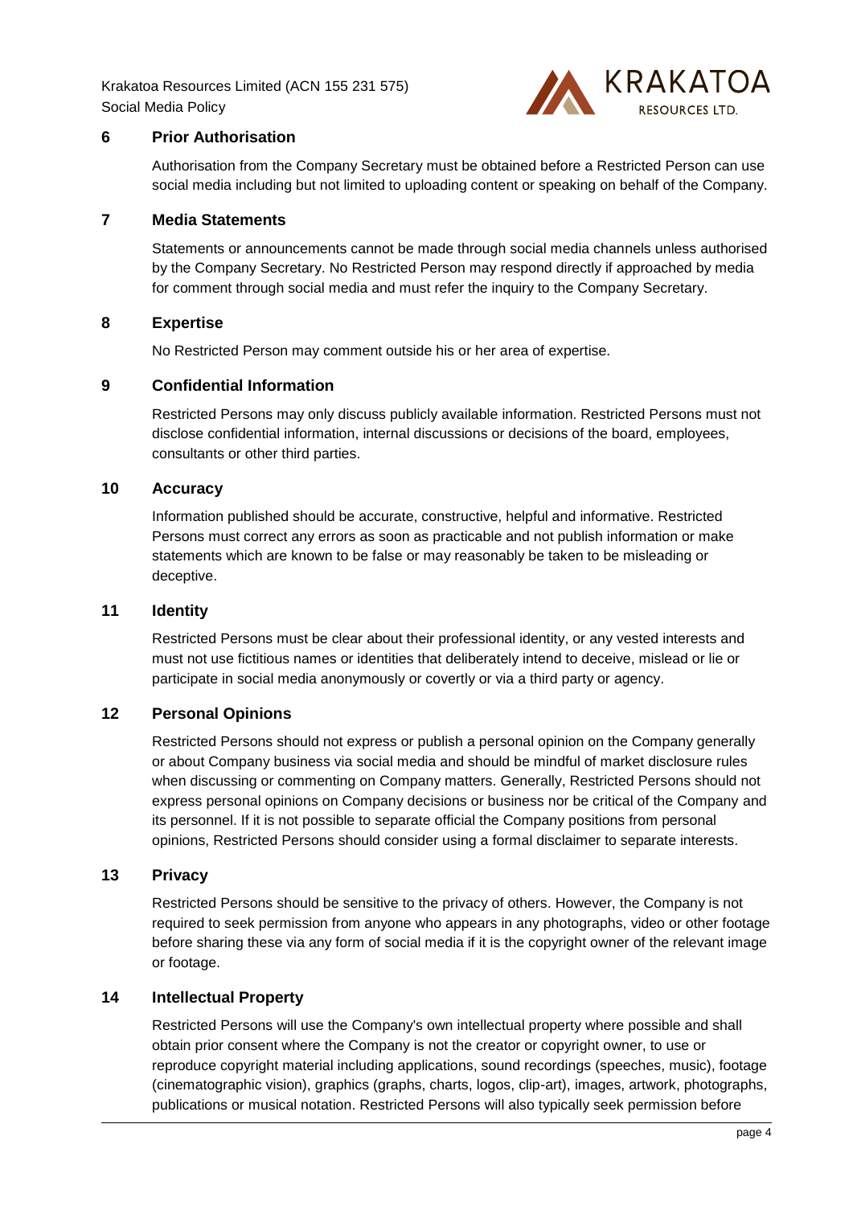## 6 Prior Authorisation

Authorisation from the Company Secretary must be obtained before a Restricted Person can use social media including but not limited to uploading content or speaking on behalf of the Company.

## 7 Media Statements

Statements or announcements cannot be made through social media channels unless authorised by the Company Secretary. No Restricted Person may respond directly if approached by media for comment through social media and must refer the inquiry to the Company Secretary.

## 8 Expertise

No Restricted Person may comment outside his or her area of expertise.

## 9 Confidential Information

Restricted Persons may only discuss publicly available information. Restricted Persons must not disclose confidential information, internal discussions or decisions of the board, employees, consultants or other third parties.

## 10 Accuracy

Information published should be accurate, constructive, helpful and informative. Restricted Persons must correct any errors as soon as practicable and not publish information or make statements which are known to be false or may reasonably be taken to be misleading or deceptive.

## 11 Identity

Restricted Persons must be clear about their professional identity, or any vested interests and must not use fictitious names or identities that deliberately intend to deceive, mislead or lie or participate in social media anonymously or covertly or via a third party or agency.

## 12 Personal Opinions

Restricted Persons should not express or publish a personal opinion on the Company generally or about Company business via social media and should be mindful of market disclosure rules when discussing or commenting on Company matters. Generally, Restricted Persons should not express personal opinions on Company decisions or business nor be critical of the Company and its personnel. If it is not possible to separate official the Company positions from personal opinions, Restricted Persons should consider using a formal disclaimer to separate interests.

## 13 Privacy

Restricted Persons should be sensitive to the privacy of others. However, the Company is not required to seek permission from anyone who appears in any photographs, video or other footage before sharing these via any form of social media if it is the copyright owner of the relevant image or footage.

## 14 Intellectual Property

Restricted Persons will use the Company's own intellectual property where possible and shall obtain prior consent where the Company is not the creator or copyright owner, to use or reproduce copyright material including applications, sound recordings (speeches, music), footage (cinematographic vision), graphics (graphs, charts, logos, clip-art), images, artwork, photographs, publications or musical notation. Restricted Persons will also typically seek permission before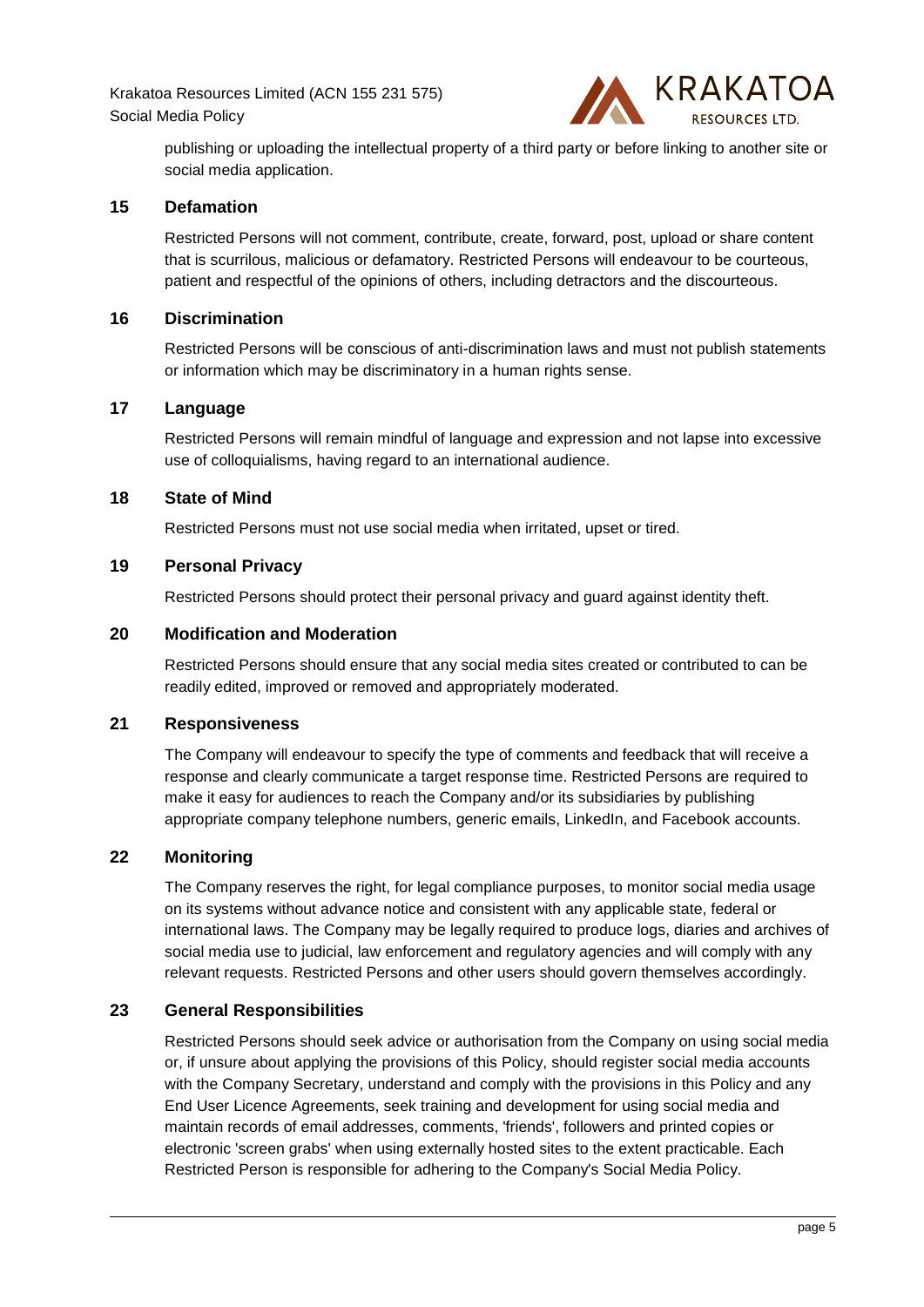publishing or uploading the intellectual property of a third party or before linking to another site or social media application.

## 15 Defamation

Restricted Persons will not comment, contribute, create, forward, post, upload or share content that is scurrilous, malicious or defamatory. Restricted Persons will endeavour to be courteous, patient and respectful of the opinions of others, including detractors and the discourteous.

## 16 Discrimination

Restricted Persons will be conscious of anti-discrimination laws and must not publish statements or information which may be discriminatory in a human rights sense.

## 17 Language

Restricted Persons will remain mindful of language and expression and not lapse into excessive use of colloquialisms, having regard to an international audience.

## 18 State of Mind

Restricted Persons must not use social media when irritated, upset or tired.

## 19 Personal Privacy

Restricted Persons should protect their personal privacy and guard against identity theft.

## 20 Modification and Moderation

Restricted Persons should ensure that any social media sites created or contributed to can be readily edited, improved or removed and appropriately moderated.

## 21 Responsiveness

The Company will endeavour to specify the type of comments and feedback that will receive a response and clearly communicate a target response time. Restricted Persons are required to make it easy for audiences to reach the Company and/or its subsidiaries by publishing appropriate company telephone numbers, generic emails, LinkedIn, and Facebook accounts.

## 22 Monitoring

The Company reserves the right, for legal compliance purposes, to monitor social media usage on its systems without advance notice and consistent with any applicable state, federal or international laws. The Company may be legally required to produce logs, diaries and archives of social media use to judicial, law enforcement and regulatory agencies and will comply with any relevant requests. Restricted Persons and other users should govern themselves accordingly.

## 23 General Responsibilities

Restricted Persons should seek advice or authorisation from the Company on using social media or, if unsure about applying the provisions of this Policy, should register social media accounts with the Company Secretary, understand and comply with the provisions in this Policy and any End User Licence Agreements, seek training and development for using social media and maintain records of email addresses, comments, 'friends', followers and printed copies or electronic 'screen grabs' when using externally hosted sites to the extent practicable. Each Restricted Person is responsible for adhering to the Company's Social Media Policy.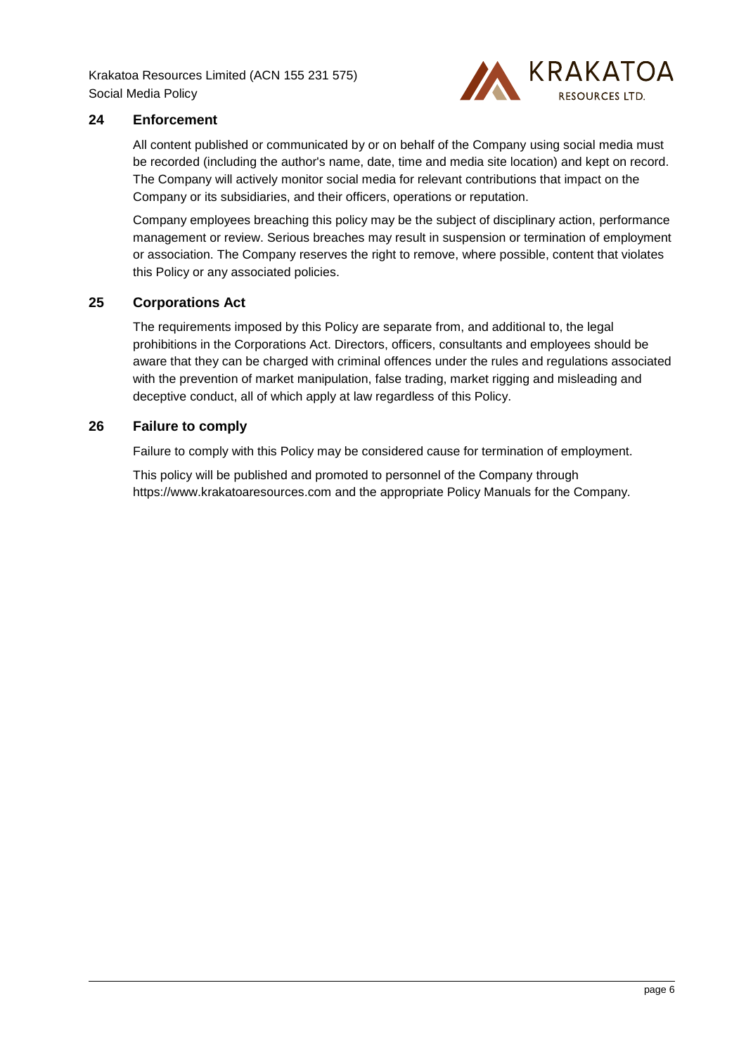## 24 Enforcement

All content published or communicated by or on behalf of the Company using social media must be recorded (including the author's name, date, time and media site location) and kept on record. The Company will actively monitor social media for relevant contributions that impact on the Company or its subsidiaries, and their officers, operations or reputation.

Company employees breaching this policy may be the subject of disciplinary action, performance management or review. Serious breaches may result in suspension or termination of employment or association. The Company reserves the right to remove, where possible, content that violates this Policy or any associated policies.

## 25 Corporations Act

The requirements imposed by this Policy are separate from, and additional to, the legal prohibitions in the Corporations Act. Directors, officers, consultants and employees should be aware that they can be charged with criminal offences under the rules and regulations associated with the prevention of market manipulation, false trading, market rigging and misleading and deceptive conduct, all of which apply at law regardless of this Policy.

## 26 Failure to comply

Failure to comply with this Policy may be considered cause for termination of employment.

This policy will be published and promoted to personnel of the Company through https://www.krakatoaresources.com and the appropriate Policy Manuals for the Company.